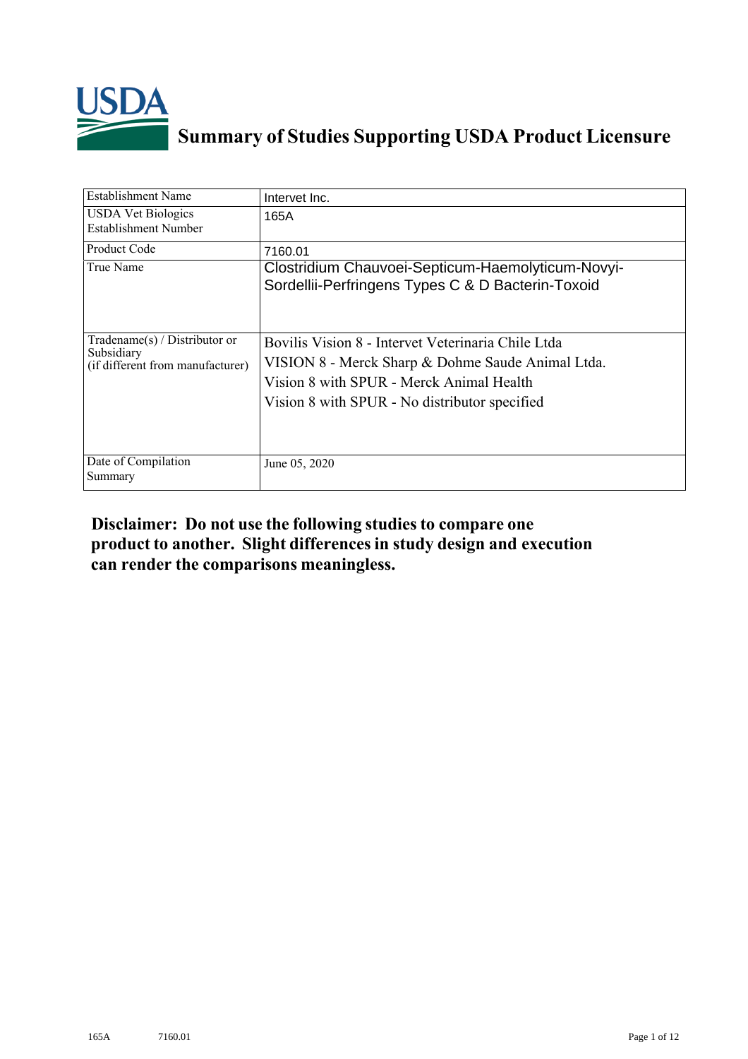# Summary of Studies Supporting USDA Product Licensure

| Establishment Name | Intervet Inc. |
|---|---|
| USDA Vet Biologics Establishment Number | 165A |
| Product Code | 7160.01 |
| True Name | Clostridium Chauvoei-Septicum-Haemolyticum-Novyi-Sordellii-Perfringens Types C & D Bacterin-Toxoid |
| Tradename(s) / Distributor or Subsidiary (if different from manufacturer) | Bovilis Vision 8 - Intervet Veterinaria Chile Ltda<br>VISION 8 - Merck Sharp & Dohme Saude Animal Ltda.<br>Vision 8 with SPUR - Merck Animal Health<br>Vision 8 with SPUR - No distributor specified |
| Date of Compilation Summary | June 05, 2020 |

**Disclaimer: Do not use the following studies to compare one product to another. Slight differences in study design and execution can render the comparisons meaningless.**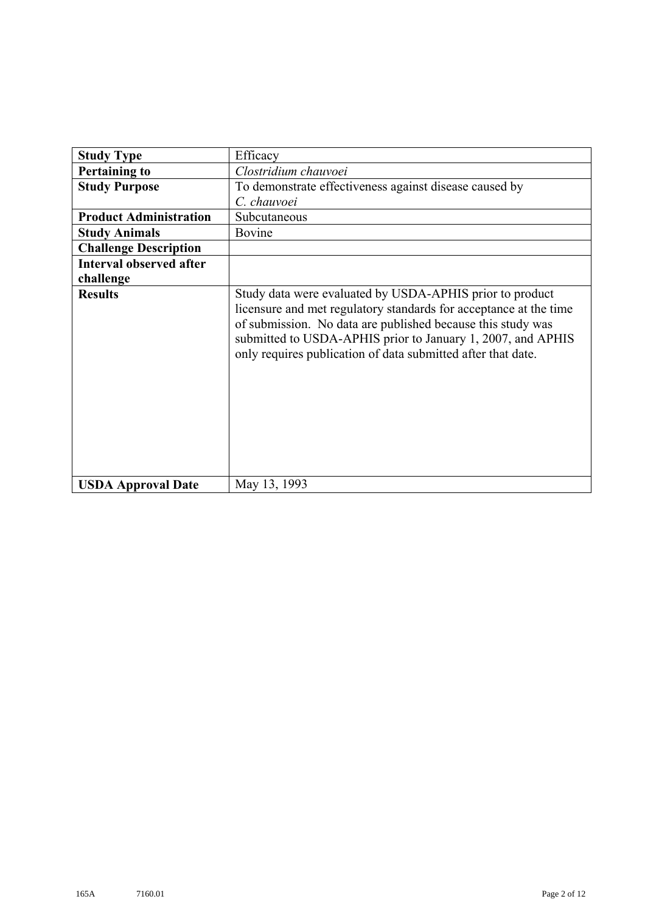| **Study Type** | Efficacy |
|---|---|
| **Pertaining to** | *Clostridium chauvoei* |
| **Study Purpose** | To demonstrate effectiveness against disease caused by *C. chauvoei* |
| **Product Administration** | Subcutaneous |
| **Study Animals** | Bovine |
| **Challenge Description** | |
| **Interval observed after challenge** | |
| **Results** | Study data were evaluated by USDA-APHIS prior to product licensure and met regulatory standards for acceptance at the time of submission. No data are published because this study was submitted to USDA-APHIS prior to January 1, 2007, and APHIS only requires publication of data submitted after that date. |
| **USDA Approval Date** | May 13, 1993 |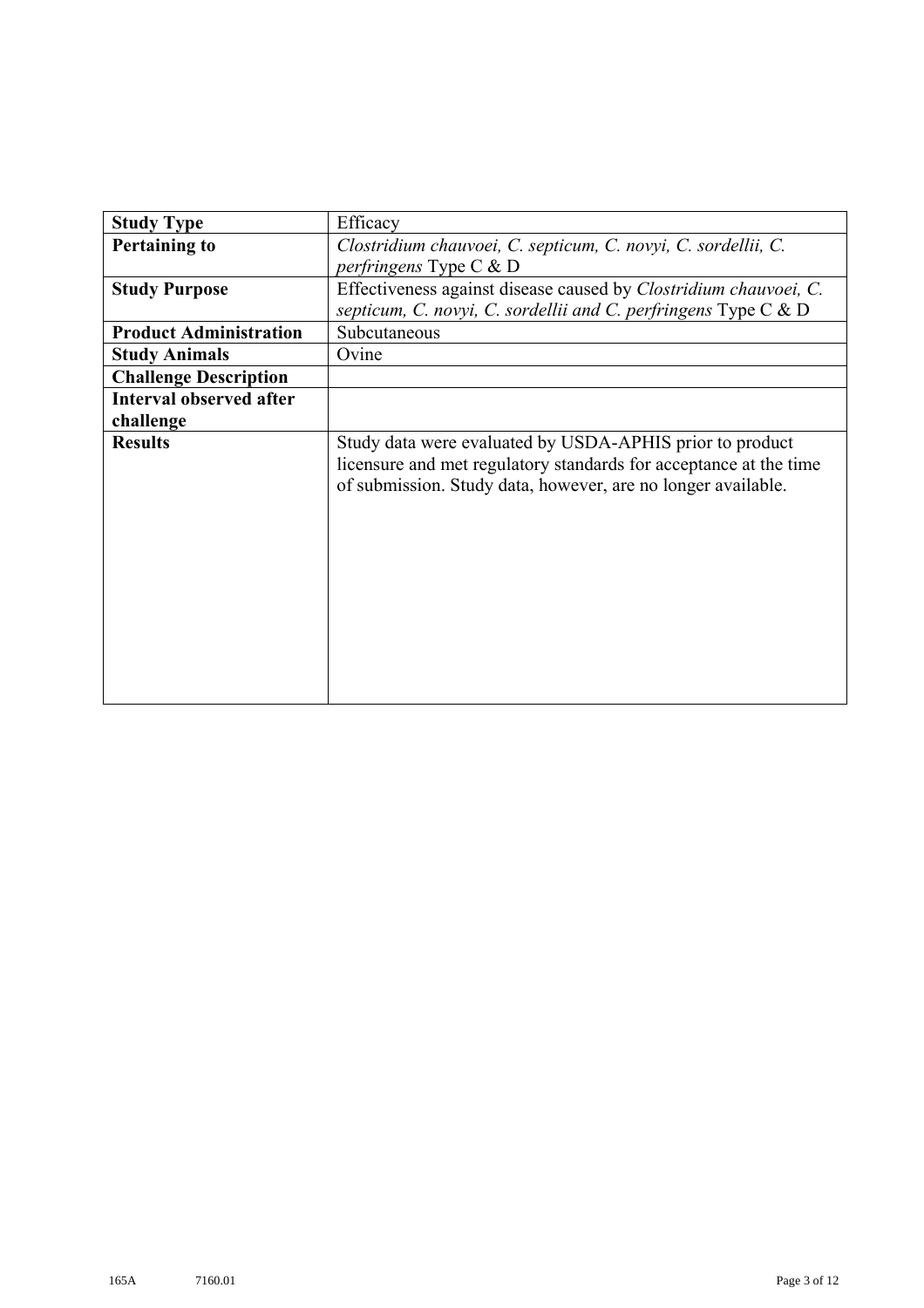| **Study Type** | Efficacy |
|---|---|
| **Pertaining to** | *Clostridium chauvoei, C. septicum, C. novyi, C. sordellii, C. perfringens* Type C & D |
| **Study Purpose** | Effectiveness against disease caused by *Clostridium chauvoei, C. septicum, C. novyi, C. sordellii and C. perfringens* Type C & D |
| **Product Administration** | Subcutaneous |
| **Study Animals** | Ovine |
| **Challenge Description** | |
| **Interval observed after challenge** | |
| **Results** | Study data were evaluated by USDA-APHIS prior to product licensure and met regulatory standards for acceptance at the time of submission. Study data, however, are no longer available. |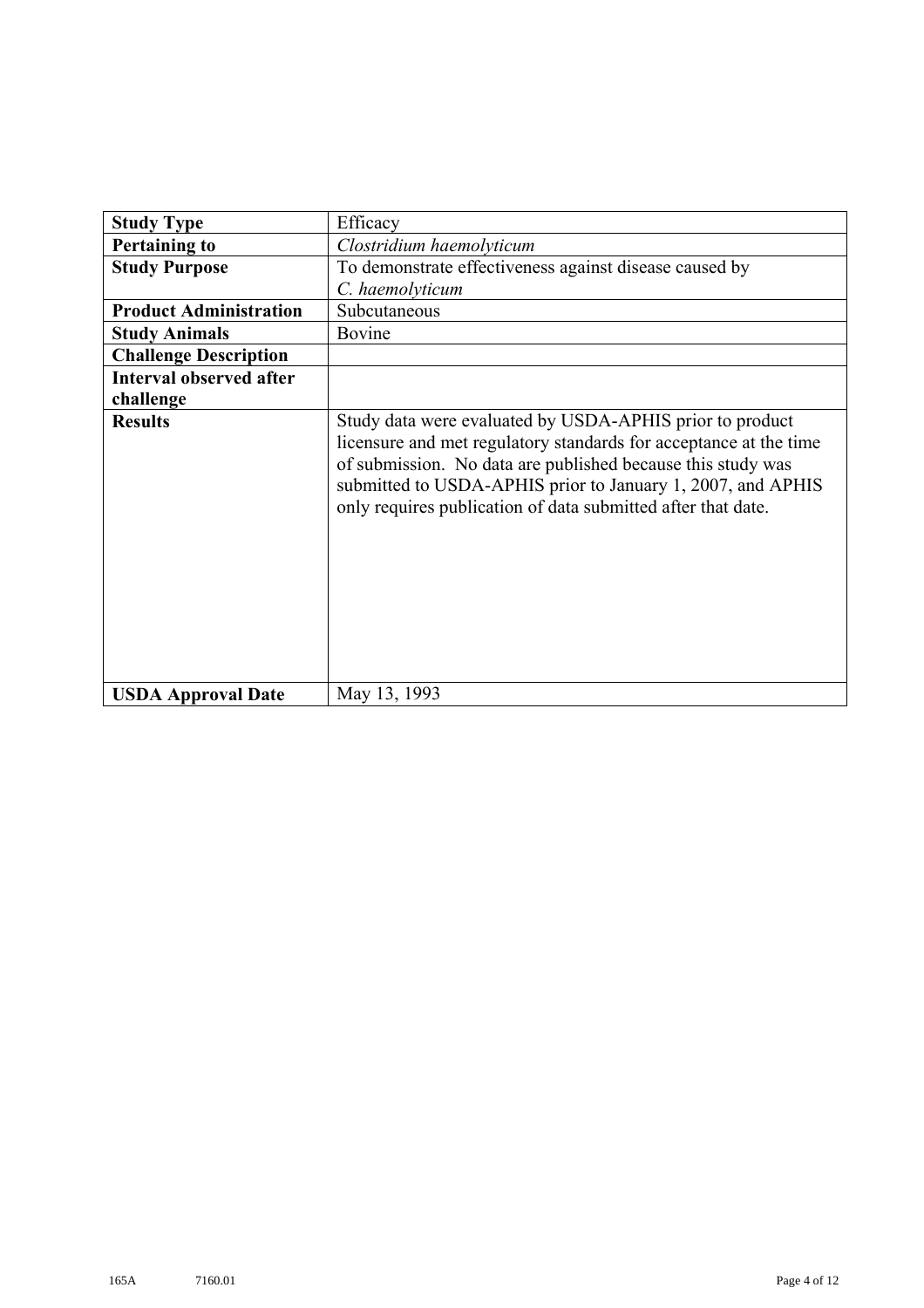| | |
|---|---|
| **Study Type** | Efficacy |
| **Pertaining to** | *Clostridium haemolyticum* |
| **Study Purpose** | To demonstrate effectiveness against disease caused by *C. haemolyticum* |
| **Product Administration** | Subcutaneous |
| **Study Animals** | Bovine |
| **Challenge Description** | |
| **Interval observed after challenge** | |
| **Results** | Study data were evaluated by USDA-APHIS prior to product licensure and met regulatory standards for acceptance at the time of submission. No data are published because this study was submitted to USDA-APHIS prior to January 1, 2007, and APHIS only requires publication of data submitted after that date. |
| **USDA Approval Date** | May 13, 1993 |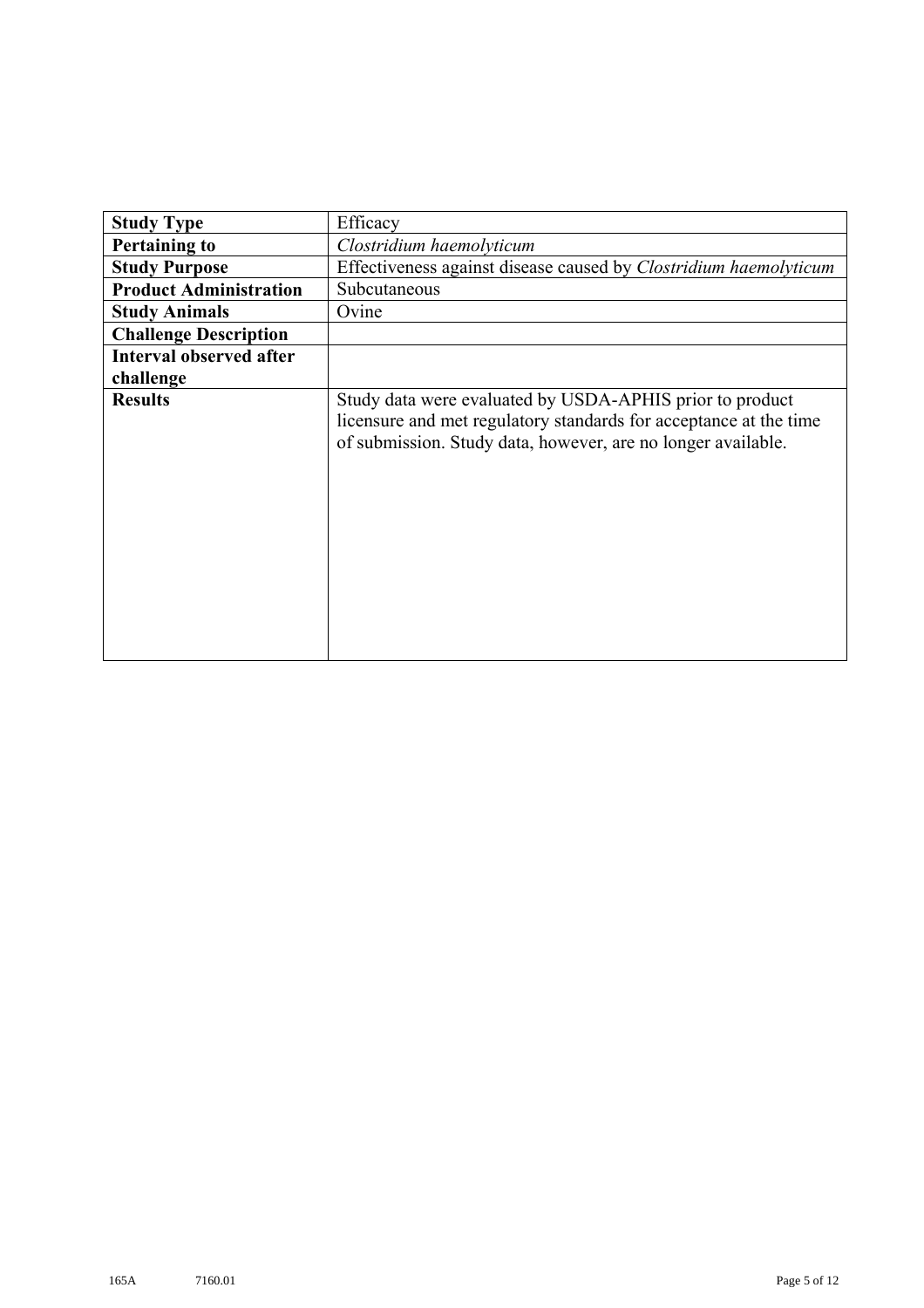| **Study Type** | Efficacy |
|---|---|
| **Pertaining to** | *Clostridium haemolyticum* |
| **Study Purpose** | Effectiveness against disease caused by *Clostridium haemolyticum* |
| **Product Administration** | Subcutaneous |
| **Study Animals** | Ovine |
| **Challenge Description** | |
| **Interval observed after challenge** | |
| **Results** | Study data were evaluated by USDA-APHIS prior to product licensure and met regulatory standards for acceptance at the time of submission. Study data, however, are no longer available. |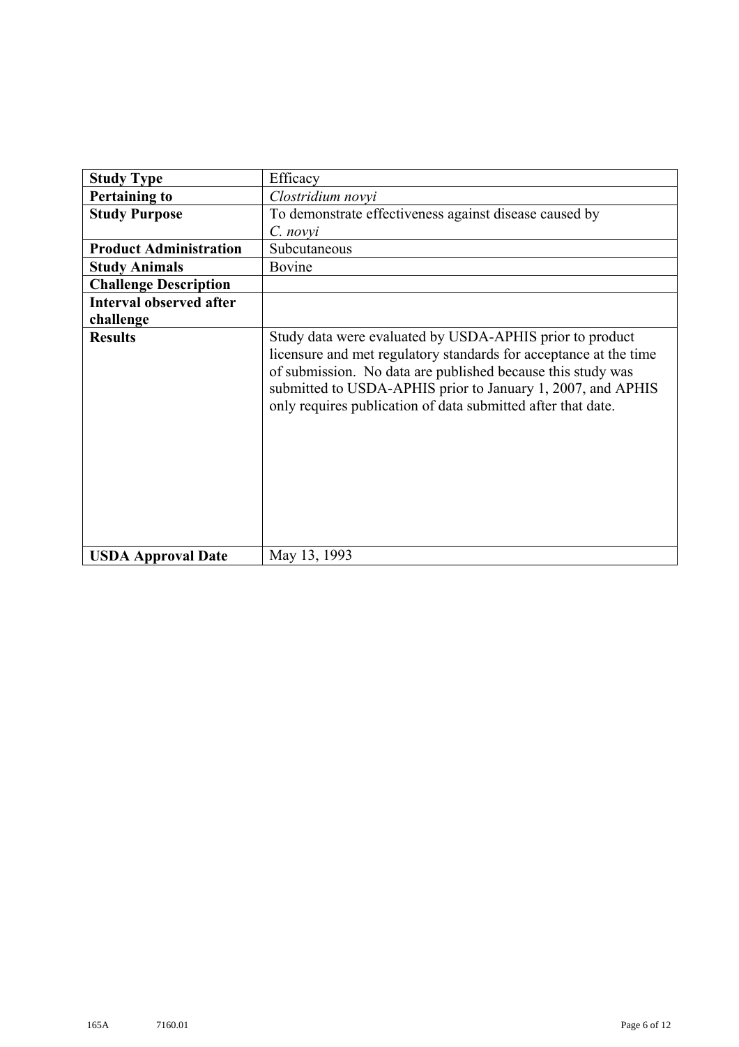| Study Type | Efficacy |
| --- | --- |
| **Pertaining to** | *Clostridium novyi* |
| **Study Purpose** | To demonstrate effectiveness against disease caused by *C. novyi* |
| **Product Administration** | Subcutaneous |
| **Study Animals** | Bovine |
| **Challenge Description** | |
| **Interval observed after challenge** | |
| **Results** | Study data were evaluated by USDA-APHIS prior to product licensure and met regulatory standards for acceptance at the time of submission. No data are published because this study was submitted to USDA-APHIS prior to January 1, 2007, and APHIS only requires publication of data submitted after that date. |
| **USDA Approval Date** | May 13, 1993 |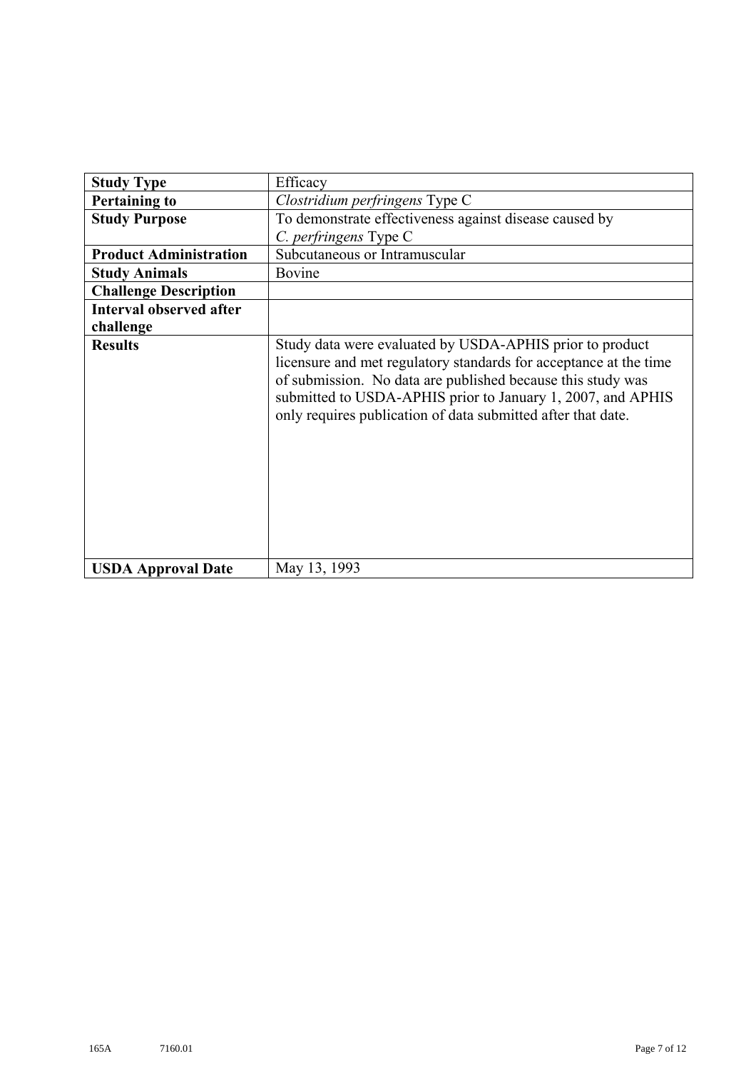| **Study Type** | Efficacy |
|---|---|
| **Pertaining to** | *Clostridium perfringens* Type C |
| **Study Purpose** | To demonstrate effectiveness against disease caused by *C. perfringens* Type C |
| **Product Administration** | Subcutaneous or Intramuscular |
| **Study Animals** | Bovine |
| **Challenge Description** | |
| **Interval observed after challenge** | |
| **Results** | Study data were evaluated by USDA-APHIS prior to product licensure and met regulatory standards for acceptance at the time of submission. No data are published because this study was submitted to USDA-APHIS prior to January 1, 2007, and APHIS only requires publication of data submitted after that date. |
| **USDA Approval Date** | May 13, 1993 |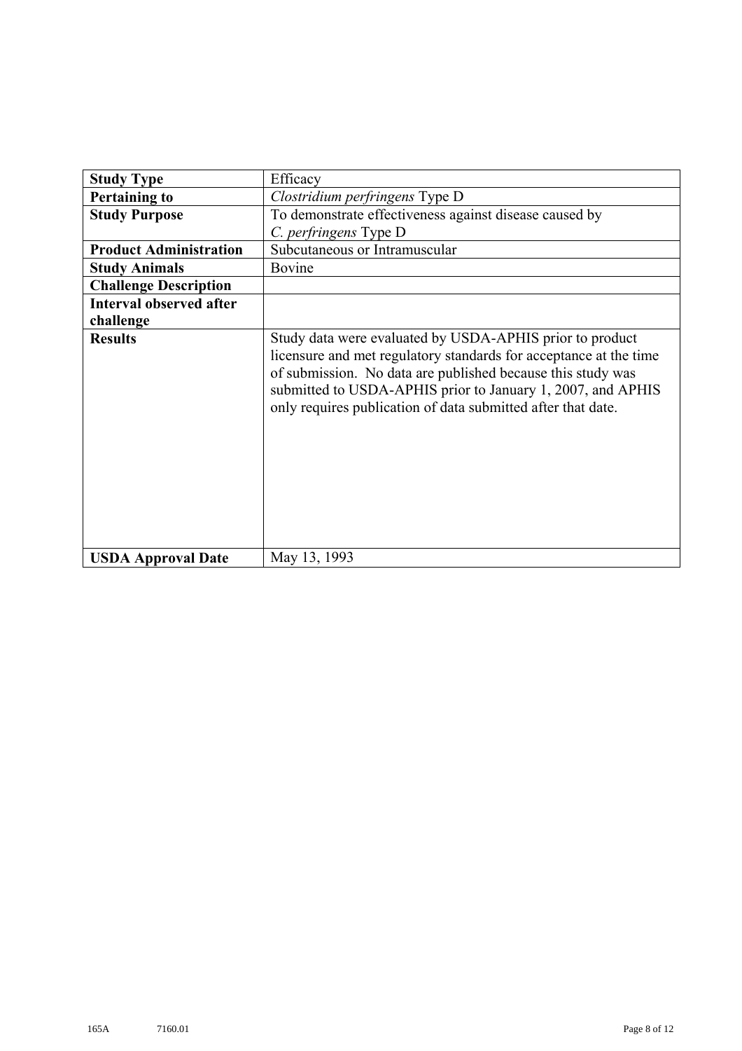| Study Type | Efficacy |
|---|---|
| **Pertaining to** | *Clostridium perfringens* Type D |
| **Study Purpose** | To demonstrate effectiveness against disease caused by *C. perfringens* Type D |
| **Product Administration** | Subcutaneous or Intramuscular |
| **Study Animals** | Bovine |
| **Challenge Description** | |
| **Interval observed after challenge** | |
| **Results** | Study data were evaluated by USDA-APHIS prior to product licensure and met regulatory standards for acceptance at the time of submission. No data are published because this study was submitted to USDA-APHIS prior to January 1, 2007, and APHIS only requires publication of data submitted after that date. |
| **USDA Approval Date** | May 13, 1993 |

165A 7160.01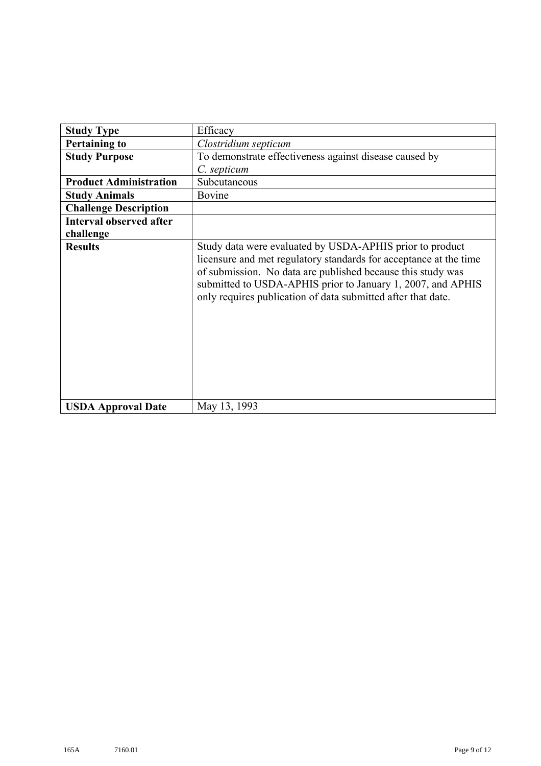| | |
|---|---|
| **Study Type** | Efficacy |
| **Pertaining to** | *Clostridium septicum* |
| **Study Purpose** | To demonstrate effectiveness against disease caused by *C. septicum* |
| **Product Administration** | Subcutaneous |
| **Study Animals** | Bovine |
| **Challenge Description** | |
| **Interval observed after challenge** | |
| **Results** | Study data were evaluated by USDA-APHIS prior to product licensure and met regulatory standards for acceptance at the time of submission. No data are published because this study was submitted to USDA-APHIS prior to January 1, 2007, and APHIS only requires publication of data submitted after that date. |
| **USDA Approval Date** | May 13, 1993 |

165A 7160.01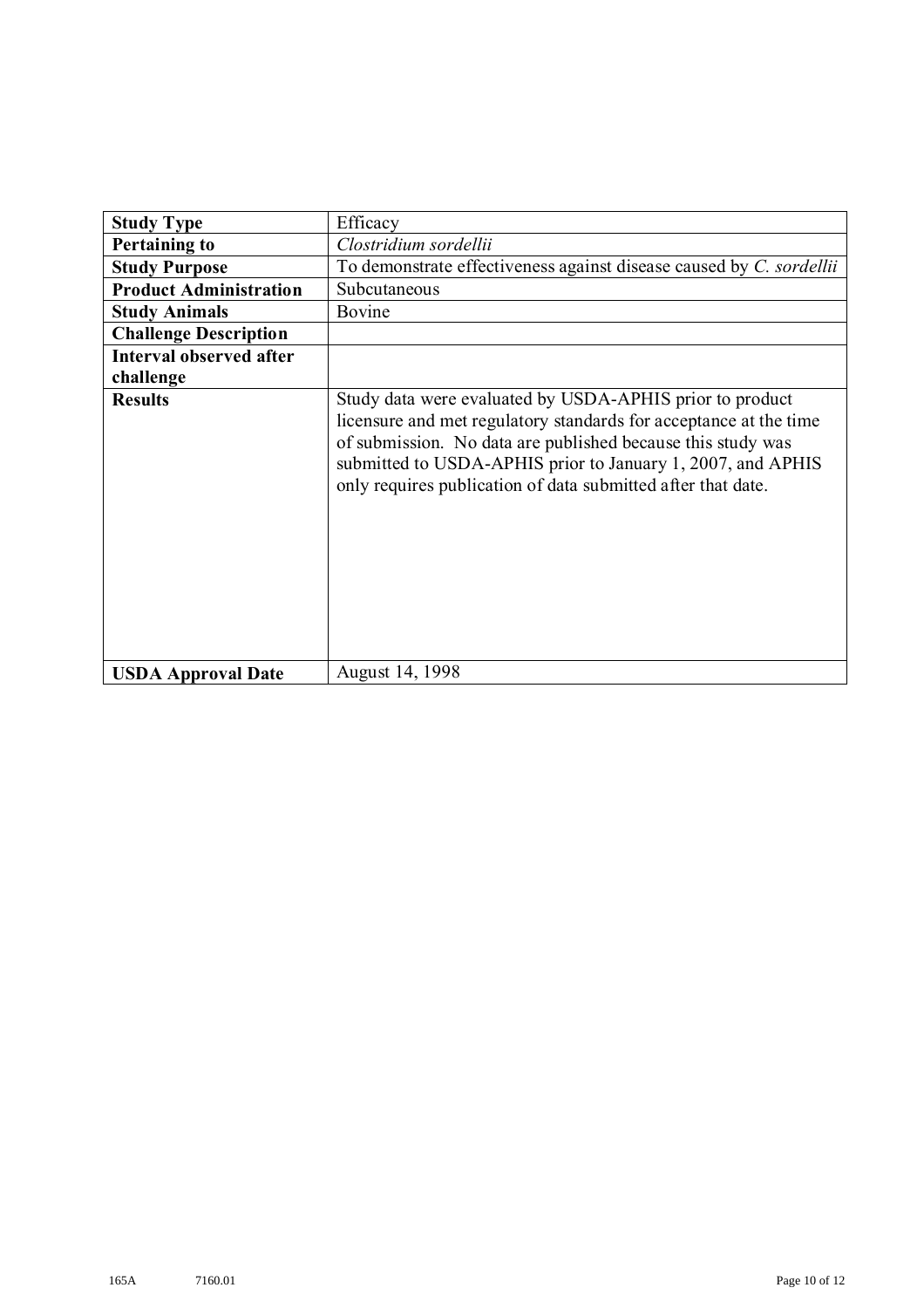| **Study Type** | Efficacy |
|---|---|
| **Pertaining to** | *Clostridium sordellii* |
| **Study Purpose** | To demonstrate effectiveness against disease caused by *C. sordellii* |
| **Product Administration** | Subcutaneous |
| **Study Animals** | Bovine |
| **Challenge Description** | |
| **Interval observed after challenge** | |
| **Results** | Study data were evaluated by USDA-APHIS prior to product licensure and met regulatory standards for acceptance at the time of submission. No data are published because this study was submitted to USDA-APHIS prior to January 1, 2007, and APHIS only requires publication of data submitted after that date. |
| **USDA Approval Date** | August 14, 1998 |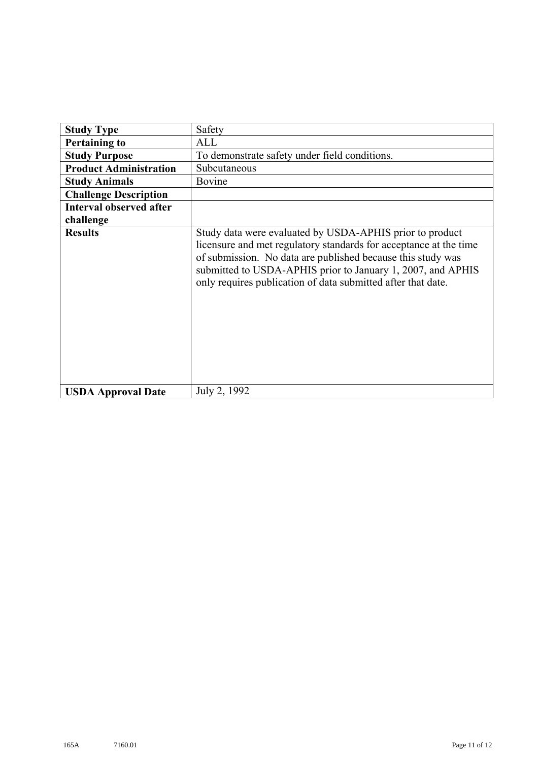| Study Type | Safety |
|---|---|
| **Pertaining to** | ALL |
| **Study Purpose** | To demonstrate safety under field conditions. |
| **Product Administration** | Subcutaneous |
| **Study Animals** | Bovine |
| **Challenge Description** | |
| **Interval observed after challenge** | |
| **Results** | Study data were evaluated by USDA-APHIS prior to product licensure and met regulatory standards for acceptance at the time of submission. No data are published because this study was submitted to USDA-APHIS prior to January 1, 2007, and APHIS only requires publication of data submitted after that date. |
| **USDA Approval Date** | July 2, 1992 |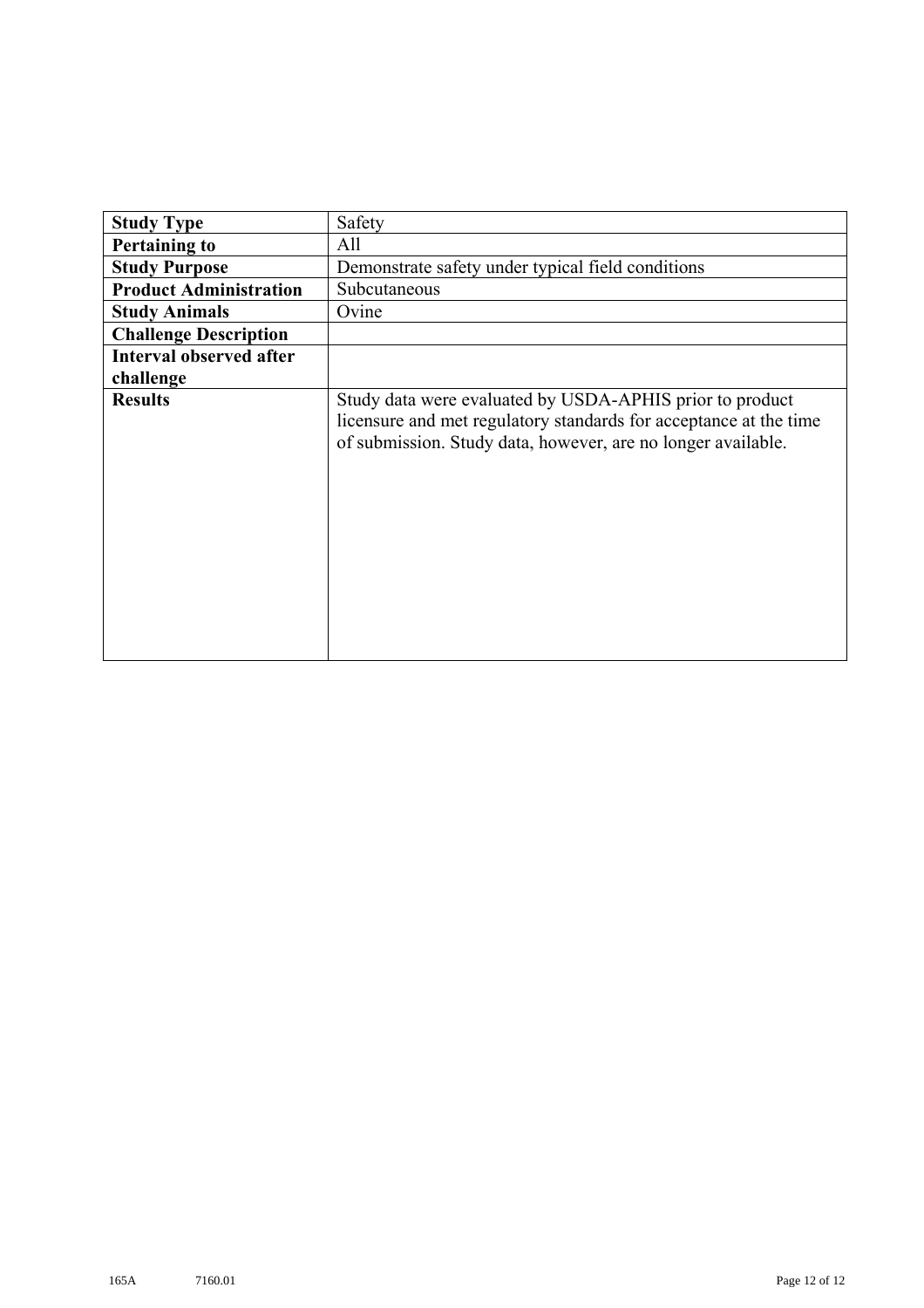| | |
|---|---|
| **Study Type** | Safety |
| **Pertaining to** | All |
| **Study Purpose** | Demonstrate safety under typical field conditions |
| **Product Administration** | Subcutaneous |
| **Study Animals** | Ovine |
| **Challenge Description** | |
| **Interval observed after challenge** | |
| **Results** | Study data were evaluated by USDA-APHIS prior to product licensure and met regulatory standards for acceptance at the time of submission. Study data, however, are no longer available. |

165A 7160.01